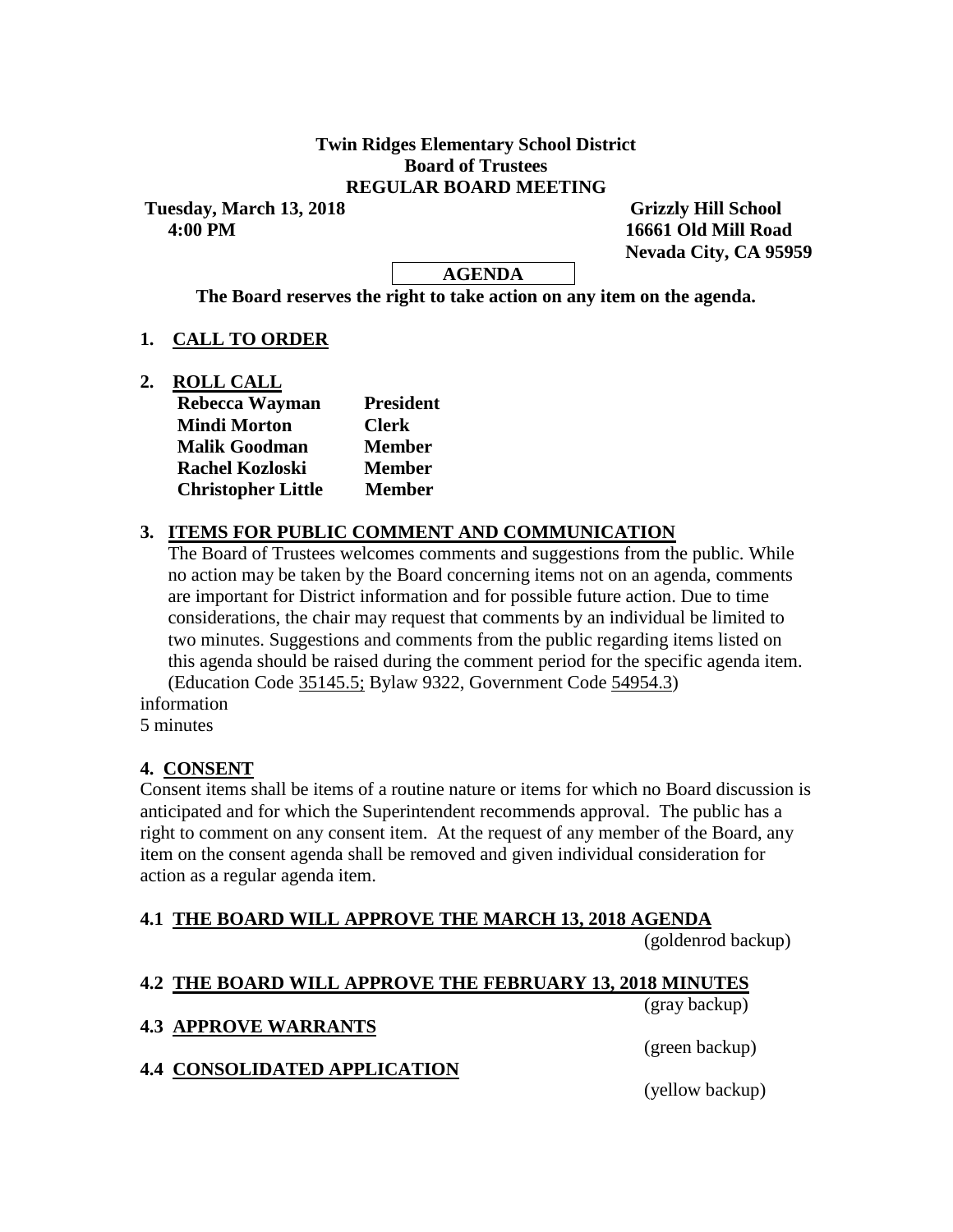**Twin Ridges Elementary School District**
**Board of Trustees**
**REGULAR BOARD MEETING**

**Tuesday, March 13, 2018**
**4:00 PM**

**Grizzly Hill School**
**16661 Old Mill Road**
**Nevada City, CA 95959**

**AGENDA**

**The Board reserves the right to take action on any item on the agenda.**

## 1. CALL TO ORDER

## 2. ROLL CALL

| | |
|---|---|
| **Rebecca Wayman** | **President** |
| **Mindi Morton** | **Clerk** |
| **Malik Goodman** | **Member** |
| **Rachel Kozloski** | **Member** |
| **Christopher Little** | **Member** |

## 3. ITEMS FOR PUBLIC COMMENT AND COMMUNICATION

The Board of Trustees welcomes comments and suggestions from the public. While no action may be taken by the Board concerning items not on an agenda, comments are important for District information and for possible future action. Due to time considerations, the chair may request that comments by an individual be limited to two minutes. Suggestions and comments from the public regarding items listed on this agenda should be raised during the comment period for the specific agenda item. (Education Code 35145.5; Bylaw 9322, Government Code 54954.3)

information
5 minutes

## 4. CONSENT

Consent items shall be items of a routine nature or items for which no Board discussion is anticipated and for which the Superintendent recommends approval. The public has a right to comment on any consent item. At the request of any member of the Board, any item on the consent agenda shall be removed and given individual consideration for action as a regular agenda item.

### 4.1 THE BOARD WILL APPROVE THE MARCH 13, 2018 AGENDA

(goldenrod backup)

### 4.2 THE BOARD WILL APPROVE THE FEBRUARY 13, 2018 MINUTES

(gray backup)

### 4.3 APPROVE WARRANTS

(green backup)

### 4.4 CONSOLIDATED APPLICATION

(yellow backup)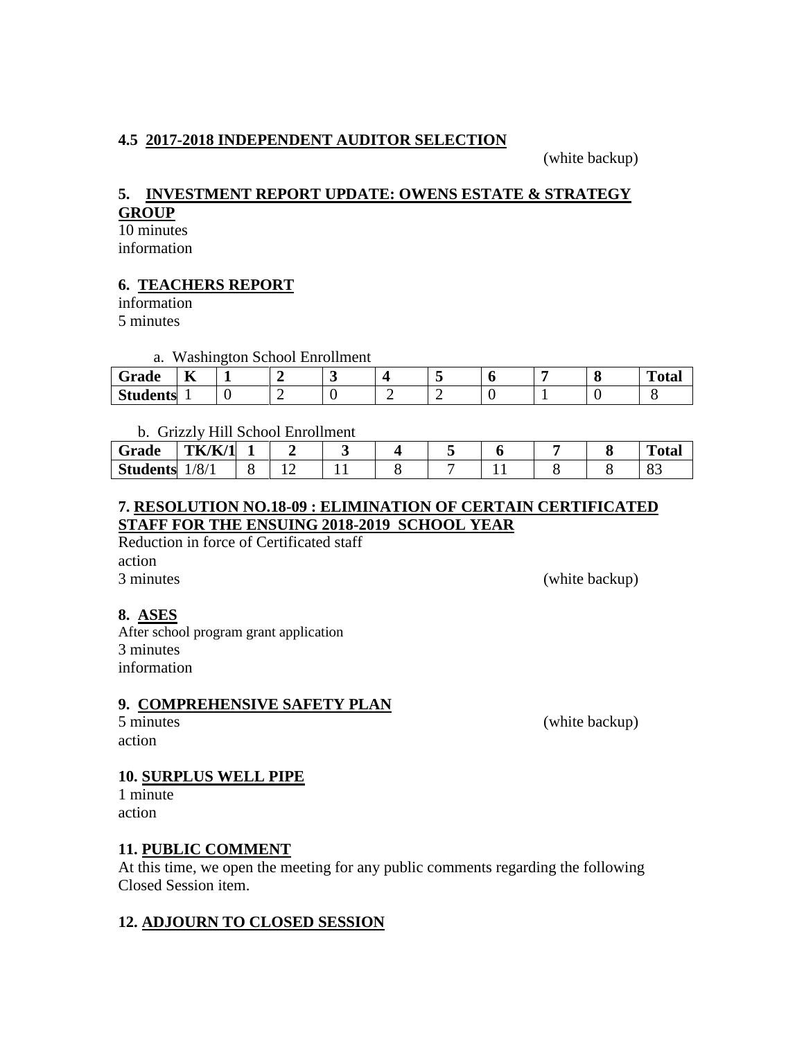**4.5 2017-2018 INDEPENDENT AUDITOR SELECTION**

(white backup)

**5. INVESTMENT REPORT UPDATE: OWENS ESTATE & STRATEGY GROUP**

10 minutes
information

**6. TEACHERS REPORT**

information
5 minutes

a. Washington School Enrollment

| Grade | K | 1 | 2 | 3 | 4 | 5 | 6 | 7 | 8 | Total |
|---|---|---|---|---|---|---|---|---|---|---|
| Students | 1 | 0 | 2 | 0 | 2 | 2 | 0 | 1 | 0 | 8 |

b. Grizzly Hill School Enrollment

| Grade | TK/K/1 | 1 | 2 | 3 | 4 | 5 | 6 | 7 | 8 | Total |
|---|---|---|---|---|---|---|---|---|---|---|
| Students | 1/8/1 | 8 | 12 | 11 | 8 | 7 | 11 | 8 | 8 | 83 |

**7. RESOLUTION NO.18-09 : ELIMINATION OF CERTAIN CERTIFICATED STAFF FOR THE ENSUING 2018-2019 SCHOOL YEAR**

Reduction in force of Certificated staff
action
3 minutes (white backup)

**8. ASES**

After school program grant application
3 minutes
information

**9. COMPREHENSIVE SAFETY PLAN**

5 minutes (white backup)
action

**10. SURPLUS WELL PIPE**

1 minute
action

**11. PUBLIC COMMENT**

At this time, we open the meeting for any public comments regarding the following Closed Session item.

**12. ADJOURN TO CLOSED SESSION**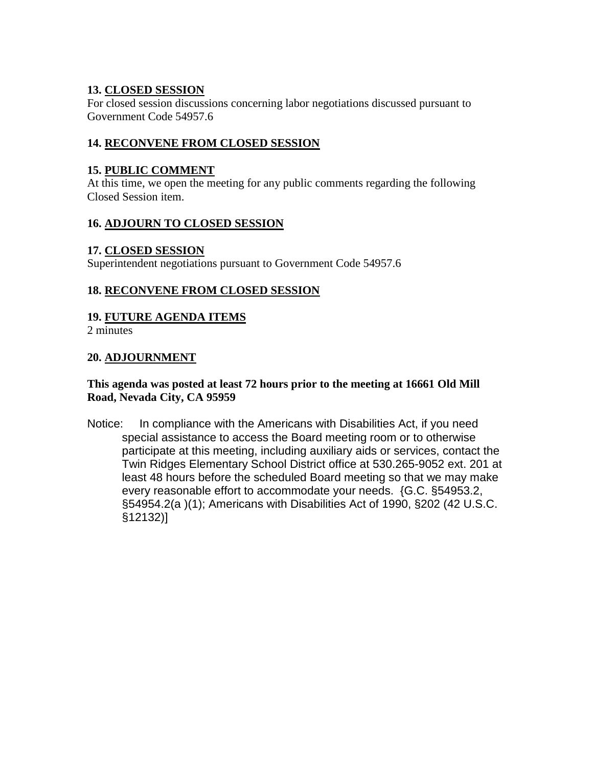**13. CLOSED SESSION**
For closed session discussions concerning labor negotiations discussed pursuant to Government Code 54957.6

**14. RECONVENE FROM CLOSED SESSION**

**15. PUBLIC COMMENT**
At this time, we open the meeting for any public comments regarding the following Closed Session item.

**16. ADJOURN TO CLOSED SESSION**

**17. CLOSED SESSION**
Superintendent negotiations pursuant to Government Code 54957.6

**18. RECONVENE FROM CLOSED SESSION**

**19. FUTURE AGENDA ITEMS**
2 minutes

**20. ADJOURNMENT**

**This agenda was posted at least 72 hours prior to the meeting at 16661 Old Mill Road, Nevada City, CA 95959**

Notice: In compliance with the Americans with Disabilities Act, if you need special assistance to access the Board meeting room or to otherwise participate at this meeting, including auxiliary aids or services, contact the Twin Ridges Elementary School District office at 530.265-9052 ext. 201 at least 48 hours before the scheduled Board meeting so that we may make every reasonable effort to accommodate your needs. {G.C. §54953.2, §54954.2(a )(1); Americans with Disabilities Act of 1990, §202 (42 U.S.C. §12132)]